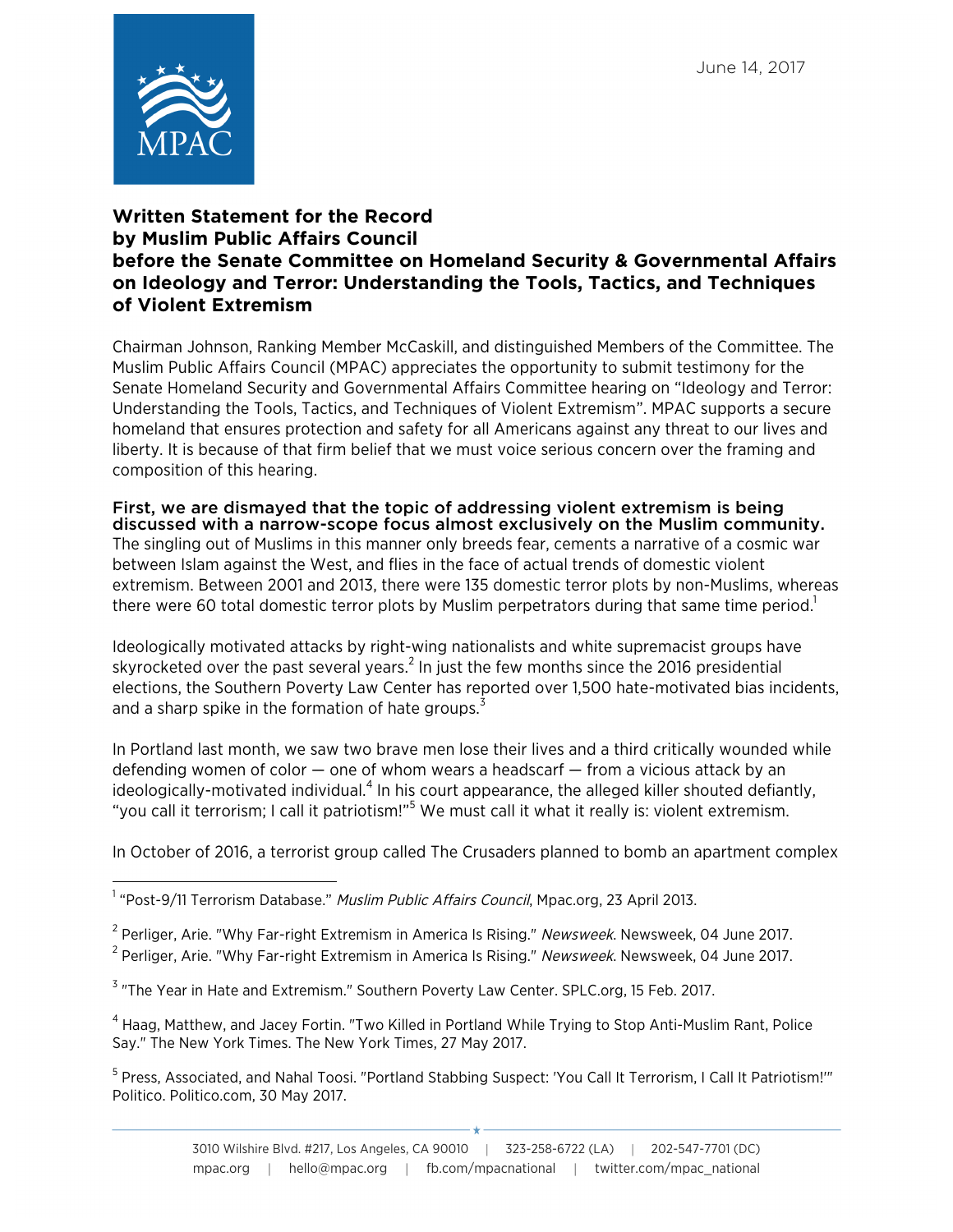June 14, 2017

# Written Statement for the Record by Muslim Public Affairs Council before the Senate Committee on Homeland Security & Governmental Affairs on Ideology and Terror: Understanding the Tools, Tactics, and Techniques of Violent Extremism

Chairman Johnson, Ranking Member McCaskill, and distinguished Members of the Committee. The Muslim Public Affairs Council (MPAC) appreciates the opportunity to submit testimony for the Senate Homeland Security and Governmental Affairs Committee hearing on "Ideology and Terror: Understanding the Tools, Tactics, and Techniques of Violent Extremism". MPAC supports a secure homeland that ensures protection and safety for all Americans against any threat to our lives and liberty. It is because of that firm belief that we must voice serious concern over the framing and composition of this hearing.

**First, we are dismayed that the topic of addressing violent extremism is being discussed with a narrow-scope focus almost exclusively on the Muslim community.** The singling out of Muslims in this manner only breeds fear, cements a narrative of a cosmic war between Islam against the West, and flies in the face of actual trends of domestic violent extremism. Between 2001 and 2013, there were 135 domestic terror plots by non-Muslims, whereas there were 60 total domestic terror plots by Muslim perpetrators during that same time period.[1]

Ideologically motivated attacks by right-wing nationalists and white supremacist groups have skyrocketed over the past several years.[2] In just the few months since the 2016 presidential elections, the Southern Poverty Law Center has reported over 1,500 hate-motivated bias incidents, and a sharp spike in the formation of hate groups.[3]

In Portland last month, we saw two brave men lose their lives and a third critically wounded while defending women of color — one of whom wears a headscarf — from a vicious attack by an ideologically-motivated individual.[4] In his court appearance, the alleged killer shouted defiantly, "you call it terrorism; I call it patriotism!"[5] We must call it what it really is: violent extremism.

In October of 2016, a terrorist group called The Crusaders planned to bomb an apartment complex

---

[1] "Post-9/11 Terrorism Database." *Muslim Public Affairs Council*, Mpac.org, 23 April 2013.

[2] Perliger, Arie. "Why Far-right Extremism in America Is Rising." *Newsweek*. Newsweek, 04 June 2017.

[2] Perliger, Arie. "Why Far-right Extremism in America Is Rising." *Newsweek*. Newsweek, 04 June 2017.

[3] "The Year in Hate and Extremism." Southern Poverty Law Center. SPLC.org, 15 Feb. 2017.

[4] Haag, Matthew, and Jacey Fortin. "Two Killed in Portland While Trying to Stop Anti-Muslim Rant, Police Say." The New York Times. The New York Times, 27 May 2017.

[5] Press, Associated, and Nahal Toosi. "Portland Stabbing Suspect: 'You Call It Terrorism, I Call It Patriotism!'" Politico. Politico.com, 30 May 2017.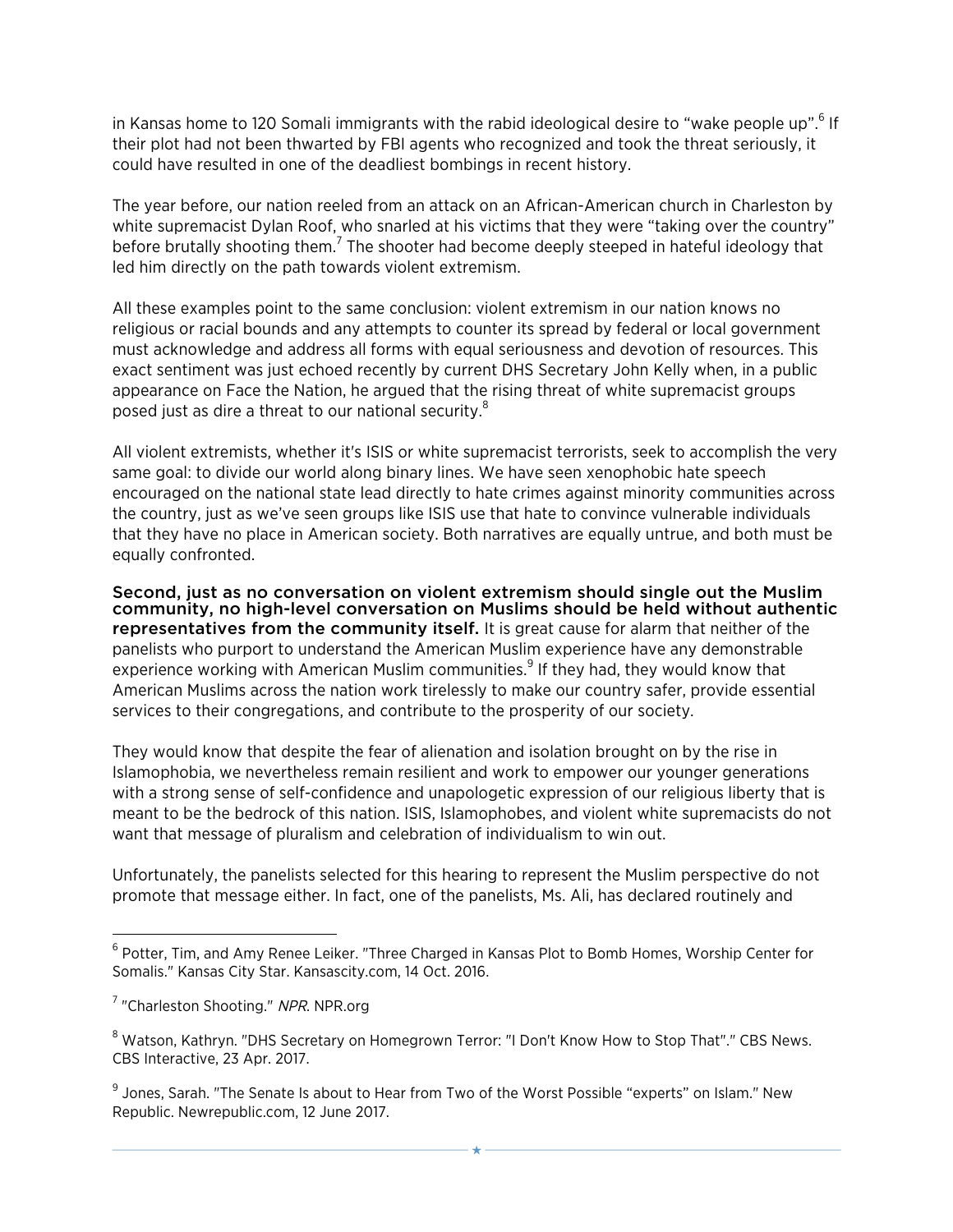in Kansas home to 120 Somali immigrants with the rabid ideological desire to "wake people up".[6] If their plot had not been thwarted by FBI agents who recognized and took the threat seriously, it could have resulted in one of the deadliest bombings in recent history.

The year before, our nation reeled from an attack on an African-American church in Charleston by white supremacist Dylan Roof, who snarled at his victims that they were "taking over the country" before brutally shooting them.[7] The shooter had become deeply steeped in hateful ideology that led him directly on the path towards violent extremism.

All these examples point to the same conclusion: violent extremism in our nation knows no religious or racial bounds and any attempts to counter its spread by federal or local government must acknowledge and address all forms with equal seriousness and devotion of resources. This exact sentiment was just echoed recently by current DHS Secretary John Kelly when, in a public appearance on Face the Nation, he argued that the rising threat of white supremacist groups posed just as dire a threat to our national security.[8]

All violent extremists, whether it's ISIS or white supremacist terrorists, seek to accomplish the very same goal: to divide our world along binary lines. We have seen xenophobic hate speech encouraged on the national state lead directly to hate crimes against minority communities across the country, just as we've seen groups like ISIS use that hate to convince vulnerable individuals that they have no place in American society. Both narratives are equally untrue, and both must be equally confronted.

**Second, just as no conversation on violent extremism should single out the Muslim community, no high-level conversation on Muslims should be held without authentic representatives from the community itself.** It is great cause for alarm that neither of the panelists who purport to understand the American Muslim experience have any demonstrable experience working with American Muslim communities.[9] If they had, they would know that American Muslims across the nation work tirelessly to make our country safer, provide essential services to their congregations, and contribute to the prosperity of our society.

They would know that despite the fear of alienation and isolation brought on by the rise in Islamophobia, we nevertheless remain resilient and work to empower our younger generations with a strong sense of self-confidence and unapologetic expression of our religious liberty that is meant to be the bedrock of this nation. ISIS, Islamophobes, and violent white supremacists do not want that message of pluralism and celebration of individualism to win out.

Unfortunately, the panelists selected for this hearing to represent the Muslim perspective do not promote that message either. In fact, one of the panelists, Ms. Ali, has declared routinely and

---

[6] Potter, Tim, and Amy Renee Leiker. "Three Charged in Kansas Plot to Bomb Homes, Worship Center for Somalis." Kansas City Star. Kansascity.com, 14 Oct. 2016.

[7] "Charleston Shooting." *NPR*. NPR.org

[8] Watson, Kathryn. "DHS Secretary on Homegrown Terror: "I Don't Know How to Stop That"." CBS News. CBS Interactive, 23 Apr. 2017.

[9] Jones, Sarah. "The Senate Is about to Hear from Two of the Worst Possible "experts" on Islam." New Republic. Newrepublic.com, 12 June 2017.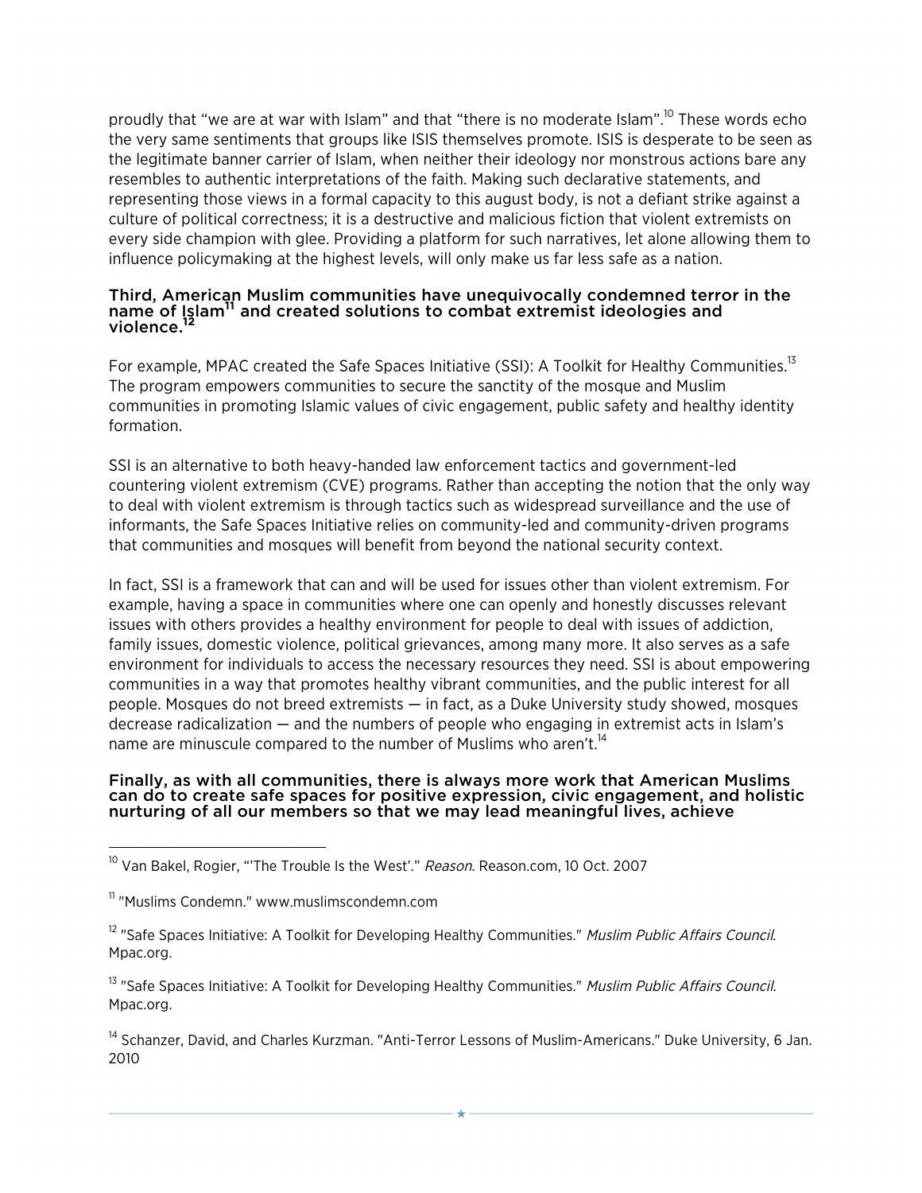proudly that "we are at war with Islam" and that "there is no moderate Islam".[10] These words echo the very same sentiments that groups like ISIS themselves promote. ISIS is desperate to be seen as the legitimate banner carrier of Islam, when neither their ideology nor monstrous actions bare any resembles to authentic interpretations of the faith. Making such declarative statements, and representing those views in a formal capacity to this august body, is not a defiant strike against a culture of political correctness; it is a destructive and malicious fiction that violent extremists on every side champion with glee. Providing a platform for such narratives, let alone allowing them to influence policymaking at the highest levels, will only make us far less safe as a nation.

**Third, American Muslim communities have unequivocally condemned terror in the name of Islam[11] and created solutions to combat extremist ideologies and violence.[12]**

For example, MPAC created the Safe Spaces Initiative (SSI): A Toolkit for Healthy Communities.[13] The program empowers communities to secure the sanctity of the mosque and Muslim communities in promoting Islamic values of civic engagement, public safety and healthy identity formation.

SSI is an alternative to both heavy-handed law enforcement tactics and government-led countering violent extremism (CVE) programs. Rather than accepting the notion that the only way to deal with violent extremism is through tactics such as widespread surveillance and the use of informants, the Safe Spaces Initiative relies on community-led and community-driven programs that communities and mosques will benefit from beyond the national security context.

In fact, SSI is a framework that can and will be used for issues other than violent extremism. For example, having a space in communities where one can openly and honestly discusses relevant issues with others provides a healthy environment for people to deal with issues of addiction, family issues, domestic violence, political grievances, among many more. It also serves as a safe environment for individuals to access the necessary resources they need. SSI is about empowering communities in a way that promotes healthy vibrant communities, and the public interest for all people. Mosques do not breed extremists — in fact, as a Duke University study showed, mosques decrease radicalization — and the numbers of people who engaging in extremist acts in Islam's name are minuscule compared to the number of Muslims who aren't.[14]

**Finally, as with all communities, there is always more work that American Muslims can do to create safe spaces for positive expression, civic engagement, and holistic nurturing of all our members so that we may lead meaningful lives, achieve**

---

[10] Van Bakel, Rogier, "'The Trouble Is the West'." *Reason*. Reason.com, 10 Oct. 2007

[11] "Muslims Condemn." www.muslimscondemn.com

[12] "Safe Spaces Initiative: A Toolkit for Developing Healthy Communities." *Muslim Public Affairs Council*. Mpac.org.

[13] "Safe Spaces Initiative: A Toolkit for Developing Healthy Communities." *Muslim Public Affairs Council*. Mpac.org.

[14] Schanzer, David, and Charles Kurzman. "Anti-Terror Lessons of Muslim-Americans." Duke University, 6 Jan. 2010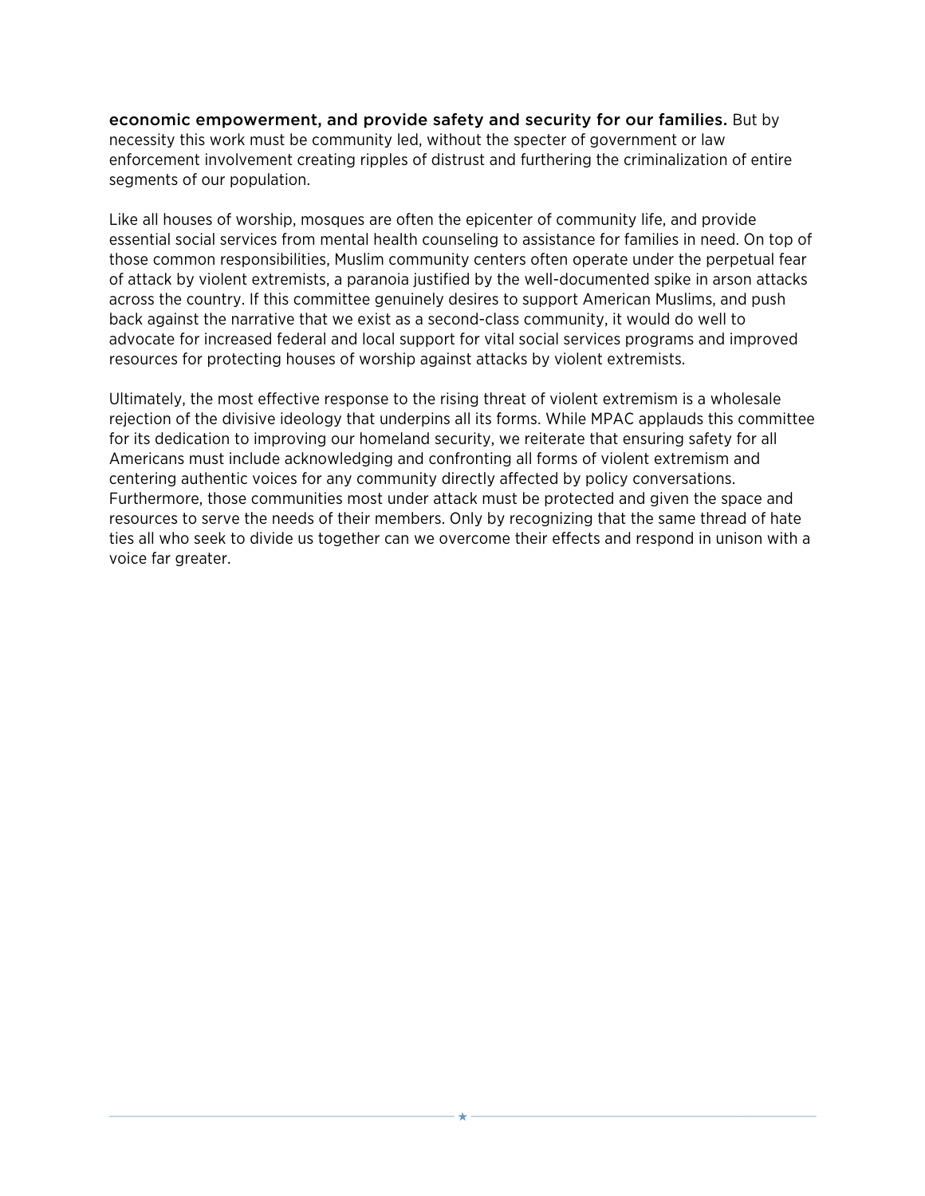**economic empowerment, and provide safety and security for our families.** But by necessity this work must be community led, without the specter of government or law enforcement involvement creating ripples of distrust and furthering the criminalization of entire segments of our population.

Like all houses of worship, mosques are often the epicenter of community life, and provide essential social services from mental health counseling to assistance for families in need. On top of those common responsibilities, Muslim community centers often operate under the perpetual fear of attack by violent extremists, a paranoia justified by the well-documented spike in arson attacks across the country. If this committee genuinely desires to support American Muslims, and push back against the narrative that we exist as a second-class community, it would do well to advocate for increased federal and local support for vital social services programs and improved resources for protecting houses of worship against attacks by violent extremists.

Ultimately, the most effective response to the rising threat of violent extremism is a wholesale rejection of the divisive ideology that underpins all its forms. While MPAC applauds this committee for its dedication to improving our homeland security, we reiterate that ensuring safety for all Americans must include acknowledging and confronting all forms of violent extremism and centering authentic voices for any community directly affected by policy conversations. Furthermore, those communities most under attack must be protected and given the space and resources to serve the needs of their members. Only by recognizing that the same thread of hate ties all who seek to divide us together can we overcome their effects and respond in unison with a voice far greater.